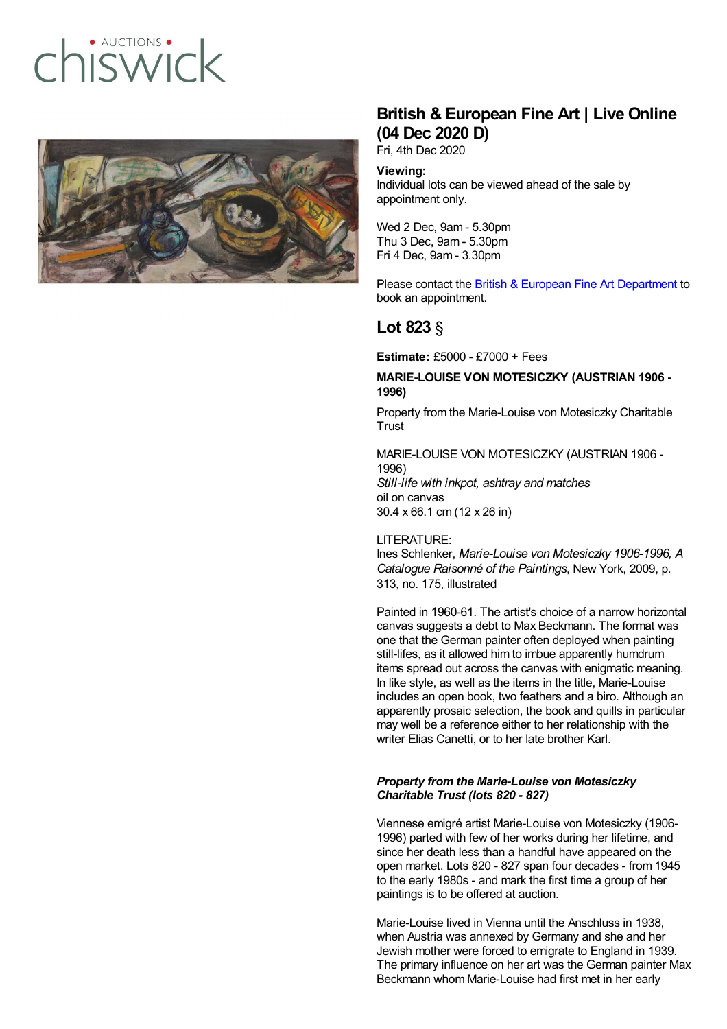# British & European Fine Art | Live Online (04 Dec 2020 D)

Fri, 4th Dec 2020

**Viewing:**
Individual lots can be viewed ahead of the sale by appointment only.

Wed 2 Dec, 9am - 5.30pm
Thu 3 Dec, 9am - 5.30pm
Fri 4 Dec, 9am - 3.30pm

Please contact the British & European Fine Art Department to book an appointment.

## Lot 823 §

**Estimate:** £5000 - £7000 + Fees

**MARIE-LOUISE VON MOTESICZKY (AUSTRIAN 1906 - 1996)**

Property from the Marie-Louise von Motesiczky Charitable Trust

MARIE-LOUISE VON MOTESICZKY (AUSTRIAN 1906 - 1996)
*Still-life with inkpot, ashtray and matches*
oil on canvas
30.4 x 66.1 cm (12 x 26 in)

LITERATURE:
Ines Schlenker, *Marie-Louise von Motesiczky 1906-1996, A Catalogue Raisonné of the Paintings*, New York, 2009, p. 313, no. 175, illustrated

Painted in 1960-61. The artist's choice of a narrow horizontal canvas suggests a debt to Max Beckmann. The format was one that the German painter often deployed when painting still-lifes, as it allowed him to imbue apparently humdrum items spread out across the canvas with enigmatic meaning. In like style, as well as the items in the title, Marie-Louise includes an open book, two feathers and a biro. Although an apparently prosaic selection, the book and quills in particular may well be a reference either to her relationship with the writer Elias Canetti, or to her late brother Karl.

***Property from the Marie-Louise von Motesiczky Charitable Trust (lots 820 - 827)***

Viennese emigré artist Marie-Louise von Motesiczky (1906-1996) parted with few of her works during her lifetime, and since her death less than a handful have appeared on the open market. Lots 820 - 827 span four decades - from 1945 to the early 1980s - and mark the first time a group of her paintings is to be offered at auction.

Marie-Louise lived in Vienna until the Anschluss in 1938, when Austria was annexed by Germany and she and her Jewish mother were forced to emigrate to England in 1939. The primary influence on her art was the German painter Max Beckmann whom Marie-Louise had first met in her early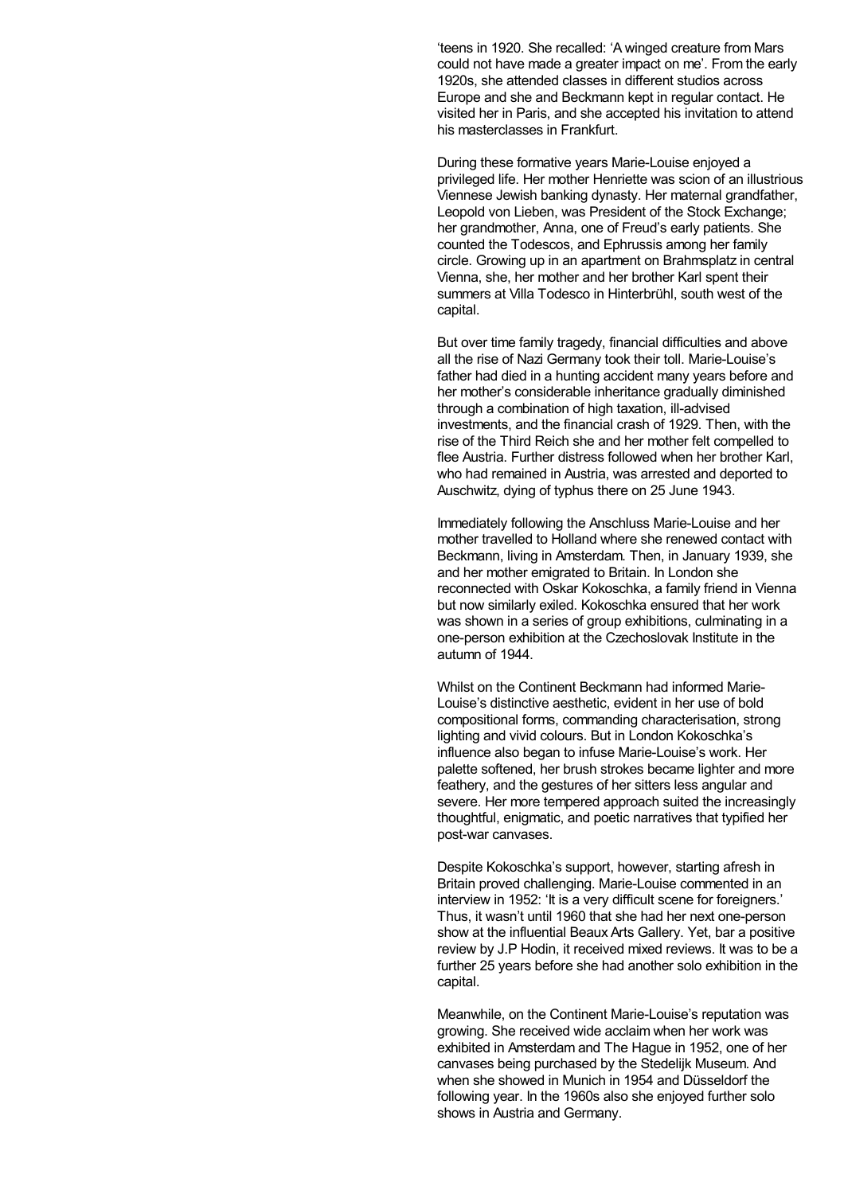'teens in 1920. She recalled: 'A winged creature from Mars could not have made a greater impact on me'. From the early 1920s, she attended classes in different studios across Europe and she and Beckmann kept in regular contact. He visited her in Paris, and she accepted his invitation to attend his masterclasses in Frankfurt.

During these formative years Marie-Louise enjoyed a privileged life. Her mother Henriette was scion of an illustrious Viennese Jewish banking dynasty. Her maternal grandfather, Leopold von Lieben, was President of the Stock Exchange; her grandmother, Anna, one of Freud's early patients. She counted the Todescos, and Ephrussis among her family circle. Growing up in an apartment on Brahmsplatz in central Vienna, she, her mother and her brother Karl spent their summers at Villa Todesco in Hinterbrühl, south west of the capital.

But over time family tragedy, financial difficulties and above all the rise of Nazi Germany took their toll. Marie-Louise's father had died in a hunting accident many years before and her mother's considerable inheritance gradually diminished through a combination of high taxation, ill-advised investments, and the financial crash of 1929. Then, with the rise of the Third Reich she and her mother felt compelled to flee Austria. Further distress followed when her brother Karl, who had remained in Austria, was arrested and deported to Auschwitz, dying of typhus there on 25 June 1943.

Immediately following the Anschluss Marie-Louise and her mother travelled to Holland where she renewed contact with Beckmann, living in Amsterdam. Then, in January 1939, she and her mother emigrated to Britain. In London she reconnected with Oskar Kokoschka, a family friend in Vienna but now similarly exiled. Kokoschka ensured that her work was shown in a series of group exhibitions, culminating in a one-person exhibition at the Czechoslovak Institute in the autumn of 1944.

Whilst on the Continent Beckmann had informed Marie-Louise's distinctive aesthetic, evident in her use of bold compositional forms, commanding characterisation, strong lighting and vivid colours. But in London Kokoschka's influence also began to infuse Marie-Louise's work. Her palette softened, her brush strokes became lighter and more feathery, and the gestures of her sitters less angular and severe. Her more tempered approach suited the increasingly thoughtful, enigmatic, and poetic narratives that typified her post-war canvases.

Despite Kokoschka's support, however, starting afresh in Britain proved challenging. Marie-Louise commented in an interview in 1952: 'It is a very difficult scene for foreigners.' Thus, it wasn't until 1960 that she had her next one-person show at the influential Beaux Arts Gallery. Yet, bar a positive review by J.P Hodin, it received mixed reviews. It was to be a further 25 years before she had another solo exhibition in the capital.

Meanwhile, on the Continent Marie-Louise's reputation was growing. She received wide acclaim when her work was exhibited in Amsterdam and The Hague in 1952, one of her canvases being purchased by the Stedelijk Museum. And when she showed in Munich in 1954 and Düsseldorf the following year. In the 1960s also she enjoyed further solo shows in Austria and Germany.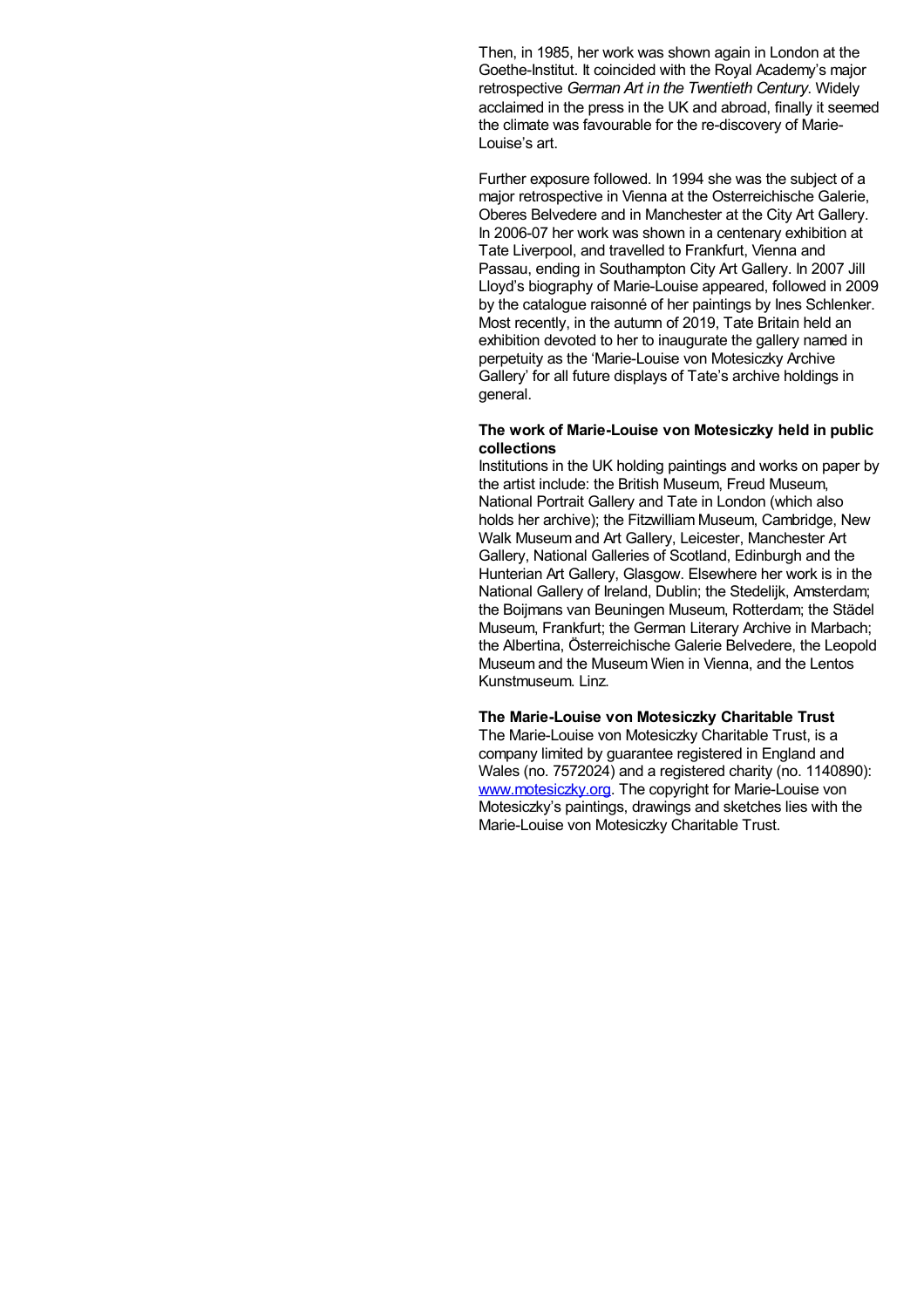Then, in 1985, her work was shown again in London at the Goethe-Institut. It coincided with the Royal Academy's major retrospective *German Art in the Twentieth Century*. Widely acclaimed in the press in the UK and abroad, finally it seemed the climate was favourable for the re-discovery of Marie-Louise's art.

Further exposure followed. In 1994 she was the subject of a major retrospective in Vienna at the Osterreichische Galerie, Oberes Belvedere and in Manchester at the City Art Gallery. In 2006-07 her work was shown in a centenary exhibition at Tate Liverpool, and travelled to Frankfurt, Vienna and Passau, ending in Southampton City Art Gallery. In 2007 Jill Lloyd's biography of Marie-Louise appeared, followed in 2009 by the catalogue raisonné of her paintings by Ines Schlenker. Most recently, in the autumn of 2019, Tate Britain held an exhibition devoted to her to inaugurate the gallery named in perpetuity as the 'Marie-Louise von Motesiczky Archive Gallery' for all future displays of Tate's archive holdings in general.

**The work of Marie-Louise von Motesiczky held in public collections**

Institutions in the UK holding paintings and works on paper by the artist include: the British Museum, Freud Museum, National Portrait Gallery and Tate in London (which also holds her archive); the Fitzwilliam Museum, Cambridge, New Walk Museum and Art Gallery, Leicester, Manchester Art Gallery, National Galleries of Scotland, Edinburgh and the Hunterian Art Gallery, Glasgow. Elsewhere her work is in the National Gallery of Ireland, Dublin; the Stedelijk, Amsterdam; the Boijmans van Beuningen Museum, Rotterdam; the Städel Museum, Frankfurt; the German Literary Archive in Marbach; the Albertina, Österreichische Galerie Belvedere, the Leopold Museum and the Museum Wien in Vienna, and the Lentos Kunstmuseum. Linz.

**The Marie-Louise von Motesiczky Charitable Trust**

The Marie-Louise von Motesiczky Charitable Trust, is a company limited by guarantee registered in England and Wales (no. 7572024) and a registered charity (no. 1140890): [www.motesiczky.org](http://www.motesiczky.org). The copyright for Marie-Louise von Motesiczky's paintings, drawings and sketches lies with the Marie-Louise von Motesiczky Charitable Trust.